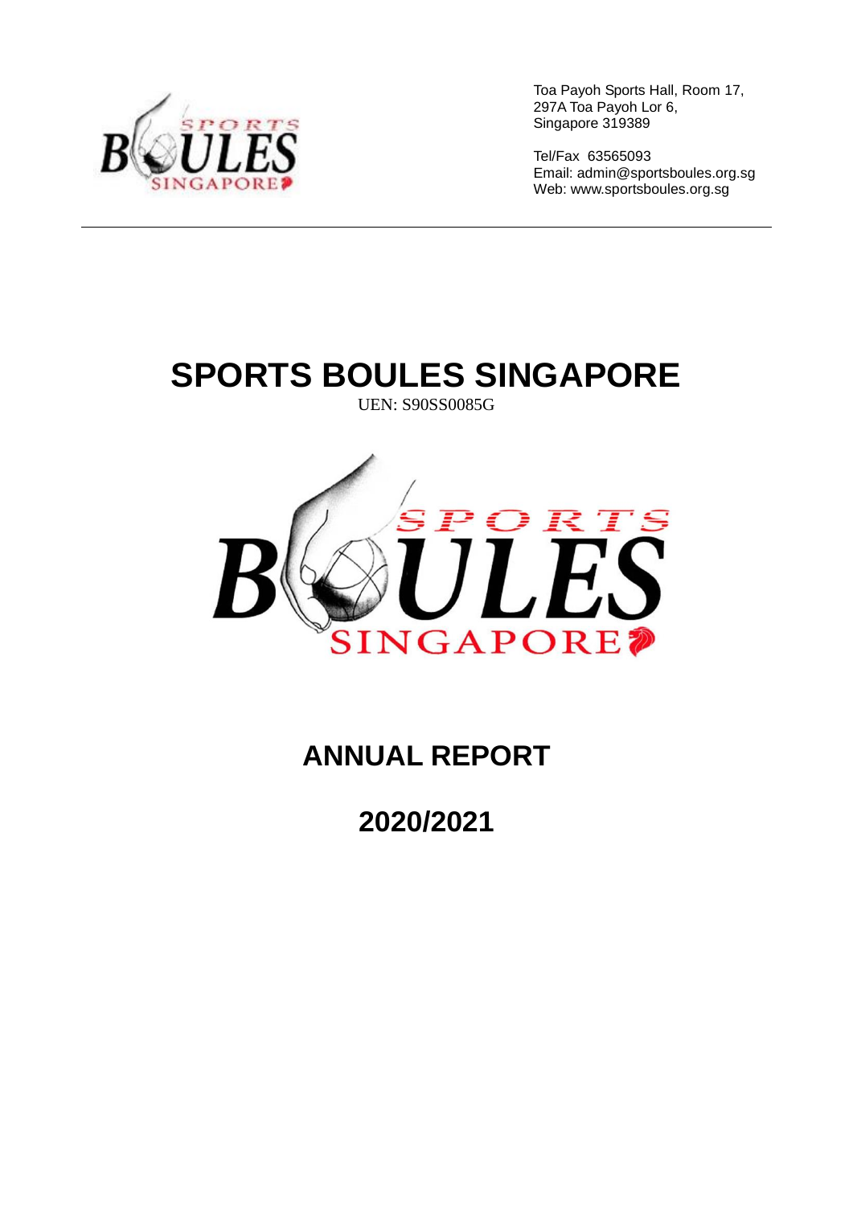Toa Payoh Sports Hall, Room 17,
297A Toa Payoh Lor 6,
Singapore 319389

Tel/Fax 63565093
Email: admin@sportsboules.org.sg
Web: www.sportsboules.org.sg

# SPORTS BOULES SINGAPORE

UEN: S90SS0085G

# ANNUAL REPORT

# 2020/2021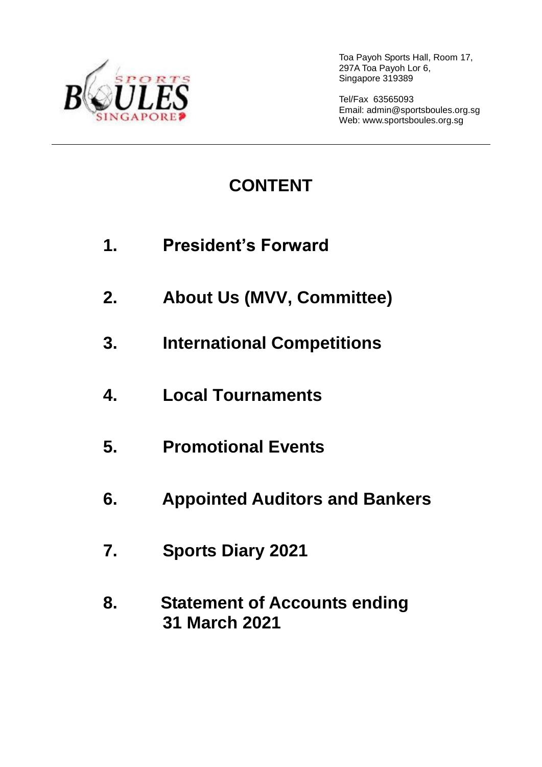Toa Payoh Sports Hall, Room 17,
297A Toa Payoh Lor 6,
Singapore 319389

Tel/Fax 63565093
Email: admin@sportsboules.org.sg
Web: www.sportsboules.org.sg

---

# CONTENT

1. **President's Forward**
2. **About Us (MVV, Committee)**
3. **International Competitions**
4. **Local Tournaments**
5. **Promotional Events**
6. **Appointed Auditors and Bankers**
7. **Sports Diary 2021**
8. **Statement of Accounts ending 31 March 2021**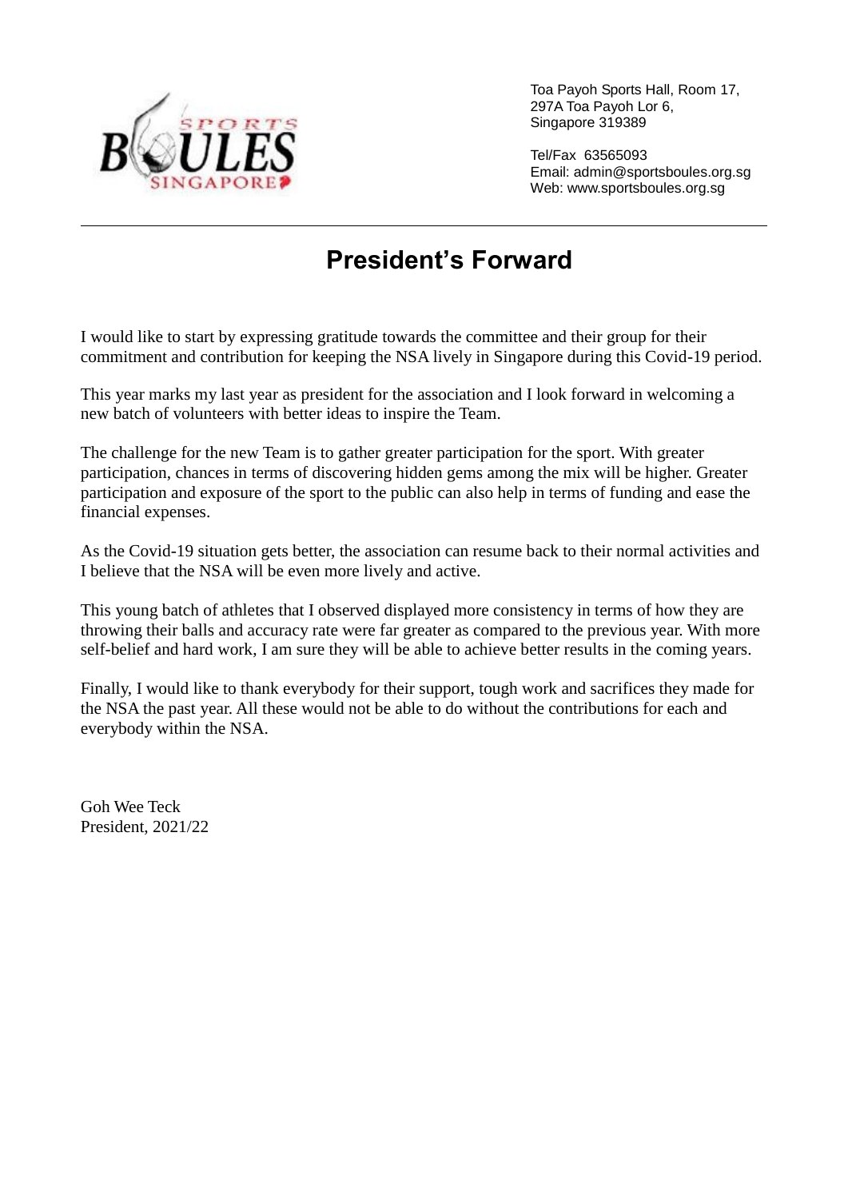Toa Payoh Sports Hall, Room 17,
297A Toa Payoh Lor 6,
Singapore 319389

Tel/Fax 63565093
Email: admin@sportsboules.org.sg
Web: www.sportsboules.org.sg

---

# President's Forward

I would like to start by expressing gratitude towards the committee and their group for their commitment and contribution for keeping the NSA lively in Singapore during this Covid-19 period.

This year marks my last year as president for the association and I look forward in welcoming a new batch of volunteers with better ideas to inspire the Team.

The challenge for the new Team is to gather greater participation for the sport. With greater participation, chances in terms of discovering hidden gems among the mix will be higher. Greater participation and exposure of the sport to the public can also help in terms of funding and ease the financial expenses.

As the Covid-19 situation gets better, the association can resume back to their normal activities and I believe that the NSA will be even more lively and active.

This young batch of athletes that I observed displayed more consistency in terms of how they are throwing their balls and accuracy rate were far greater as compared to the previous year. With more self-belief and hard work, I am sure they will be able to achieve better results in the coming years.

Finally, I would like to thank everybody for their support, tough work and sacrifices they made for the NSA the past year. All these would not be able to do without the contributions for each and everybody within the NSA.

Goh Wee Teck
President, 2021/22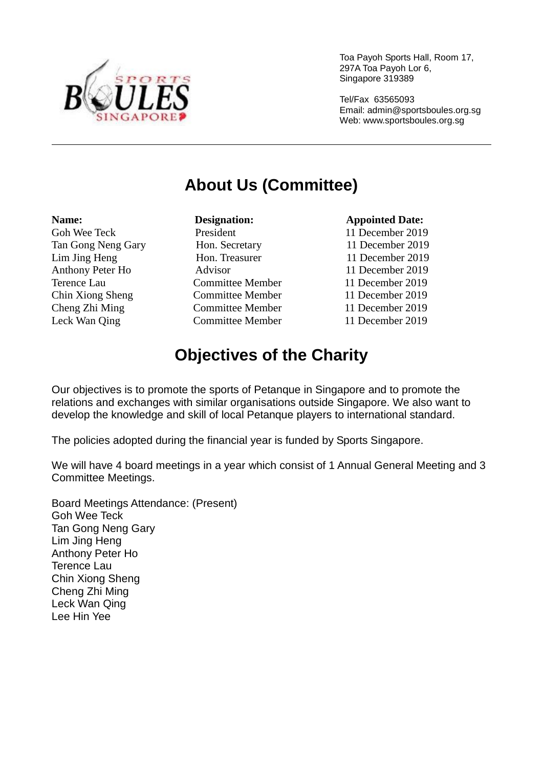Toa Payoh Sports Hall, Room 17,
297A Toa Payoh Lor 6,
Singapore 319389

Tel/Fax 63565093
Email: admin@sportsboules.org.sg
Web: www.sportsboules.org.sg

# About Us (Committee)

| Name: | Designation: | Appointed Date: |
|---|---|---|
| Goh Wee Teck | President | 11 December 2019 |
| Tan Gong Neng Gary | Hon. Secretary | 11 December 2019 |
| Lim Jing Heng | Hon. Treasurer | 11 December 2019 |
| Anthony Peter Ho | Advisor | 11 December 2019 |
| Terence Lau | Committee Member | 11 December 2019 |
| Chin Xiong Sheng | Committee Member | 11 December 2019 |
| Cheng Zhi Ming | Committee Member | 11 December 2019 |
| Leck Wan Qing | Committee Member | 11 December 2019 |

# Objectives of the Charity

Our objectives is to promote the sports of Petanque in Singapore and to promote the relations and exchanges with similar organisations outside Singapore. We also want to develop the knowledge and skill of local Petanque players to international standard.

The policies adopted during the financial year is funded by Sports Singapore.

We will have 4 board meetings in a year which consist of 1 Annual General Meeting and 3 Committee Meetings.

Board Meetings Attendance: (Present)
Goh Wee Teck
Tan Gong Neng Gary
Lim Jing Heng
Anthony Peter Ho
Terence Lau
Chin Xiong Sheng
Cheng Zhi Ming
Leck Wan Qing
Lee Hin Yee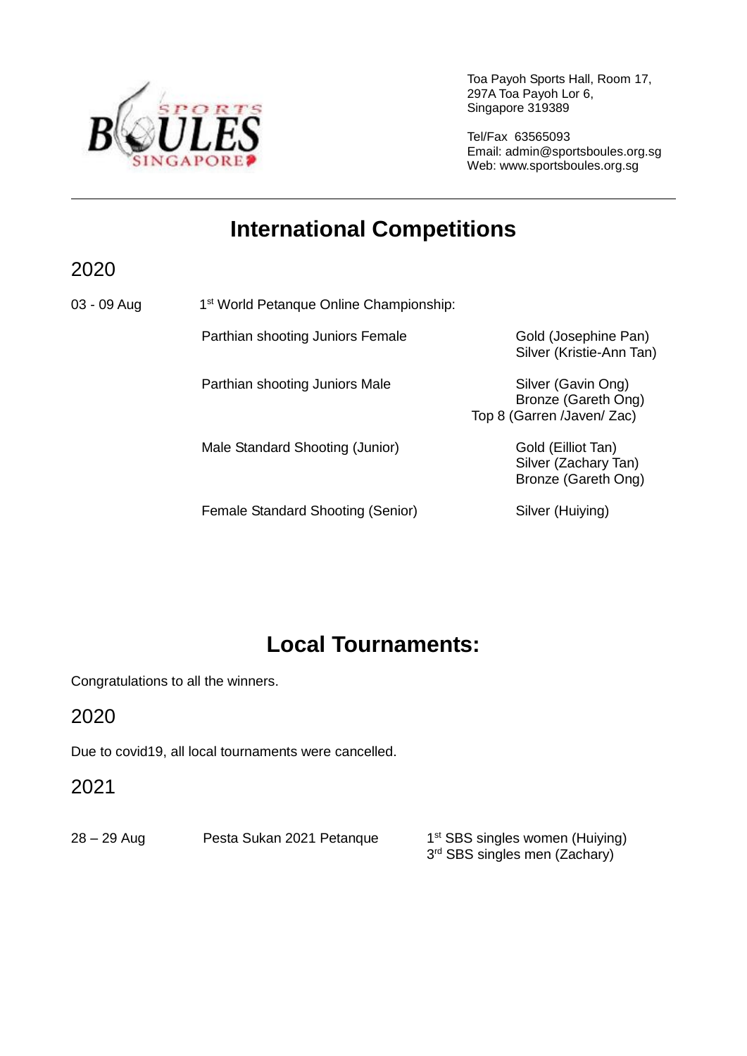Toa Payoh Sports Hall, Room 17,
297A Toa Payoh Lor 6,
Singapore 319389

Tel/Fax 63565093
Email: admin@sportsboules.org.sg
Web: www.sportsboules.org.sg

# International Competitions

## 2020

| Date | Event | Result |
|---|---|---|
| 03 - 09 Aug | 1st World Petanque Online Championship: | |
| | Parthian shooting Juniors Female | Gold (Josephine Pan)<br>Silver (Kristie-Ann Tan) |
| | Parthian shooting Juniors Male | Silver (Gavin Ong)<br>Bronze (Gareth Ong)<br>Top 8 (Garren /Javen/ Zac) |
| | Male Standard Shooting (Junior) | Gold (Eilliot Tan)<br>Silver (Zachary Tan)<br>Bronze (Gareth Ong) |
| | Female Standard Shooting (Senior) | Silver (Huiying) |

# Local Tournaments:

Congratulations to all the winners.

## 2020

Due to covid19, all local tournaments were cancelled.

## 2021

| Date | Event | Result |
|---|---|---|
| 28 – 29 Aug | Pesta Sukan 2021 Petanque | 1st SBS singles women (Huiying)<br>3rd SBS singles men (Zachary) |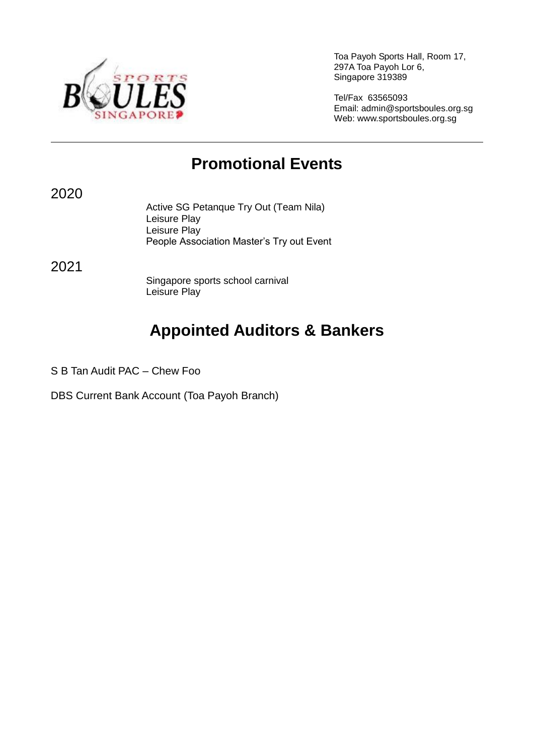Toa Payoh Sports Hall, Room 17,
297A Toa Payoh Lor 6,
Singapore 319389

Tel/Fax 63565093
Email: admin@sportsboules.org.sg
Web: www.sportsboules.org.sg

---

# Promotional Events

2020

Active SG Petanque Try Out (Team Nila)
Leisure Play
Leisure Play
People Association Master's Try out Event

2021

Singapore sports school carnival
Leisure Play

# Appointed Auditors & Bankers

S B Tan Audit PAC – Chew Foo

DBS Current Bank Account (Toa Payoh Branch)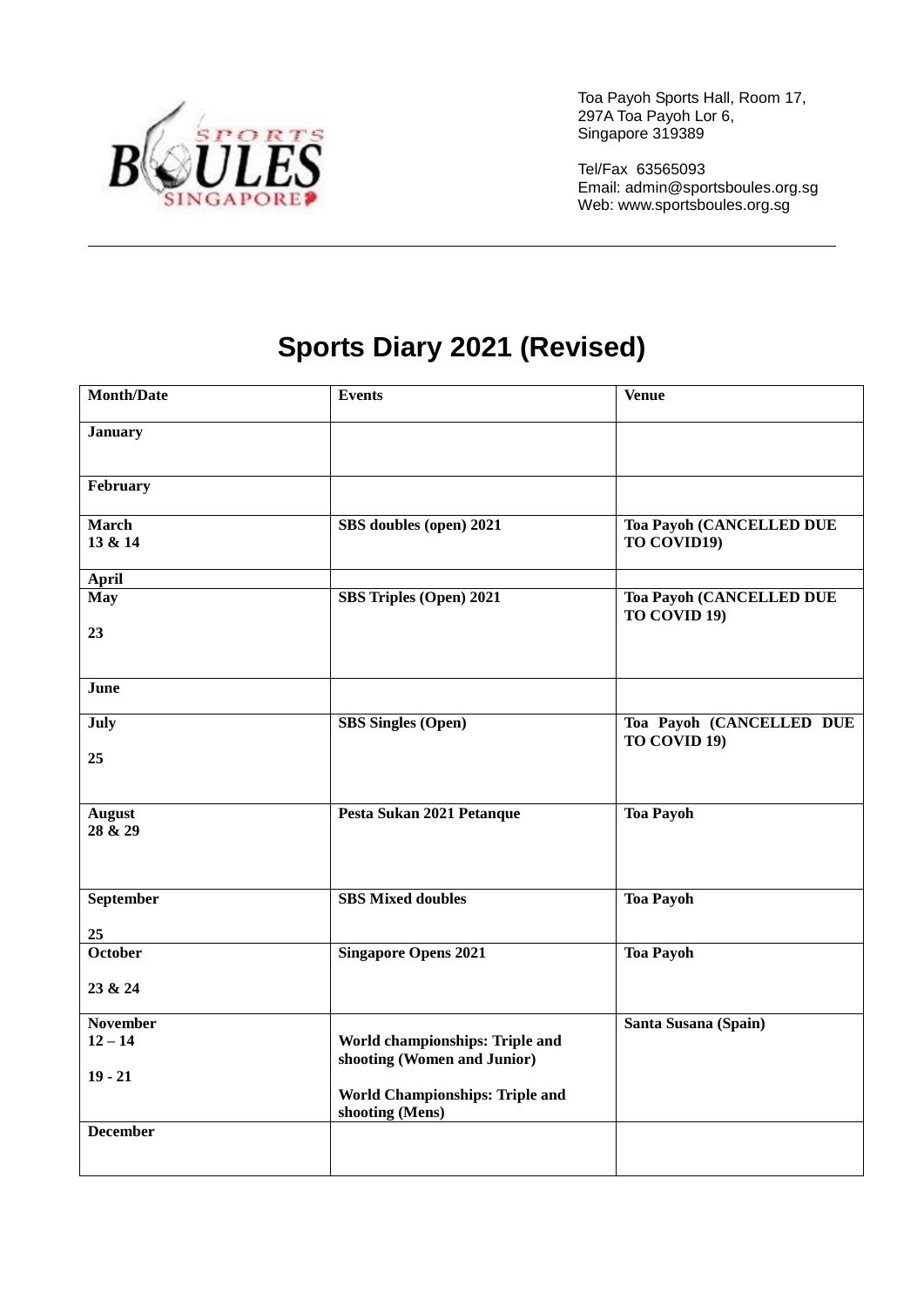Toa Payoh Sports Hall, Room 17,
297A Toa Payoh Lor 6,
Singapore 319389

Tel/Fax 63565093
Email: admin@sportsboules.org.sg
Web: www.sportsboules.org.sg

# Sports Diary 2021 (Revised)

| Month/Date | Events | Venue |
|---|---|---|
| **January** | | |
| **February** | | |
| **March**<br>**13 & 14** | **SBS doubles (open) 2021** | **Toa Payoh (CANCELLED DUE TO COVID19)** |
| **April** | | |
| **May**<br><br>**23** | **SBS Triples (Open) 2021** | **Toa Payoh (CANCELLED DUE TO COVID 19)** |
| **June** | | |
| **July**<br><br>**25** | **SBS Singles (Open)** | **Toa Payoh (CANCELLED DUE TO COVID 19)** |
| **August**<br>**28 & 29** | **Pesta Sukan 2021 Petanque** | **Toa Payoh** |
| **September**<br><br>**25** | **SBS Mixed doubles** | **Toa Payoh** |
| **October**<br><br>**23 & 24** | **Singapore Opens 2021** | **Toa Payoh** |
| **November**<br>**12 – 14**<br><br>**19 - 21** | **World championships: Triple and shooting (Women and Junior)**<br><br>**World Championships: Triple and shooting (Mens)** | **Santa Susana (Spain)** |
| **December** | | |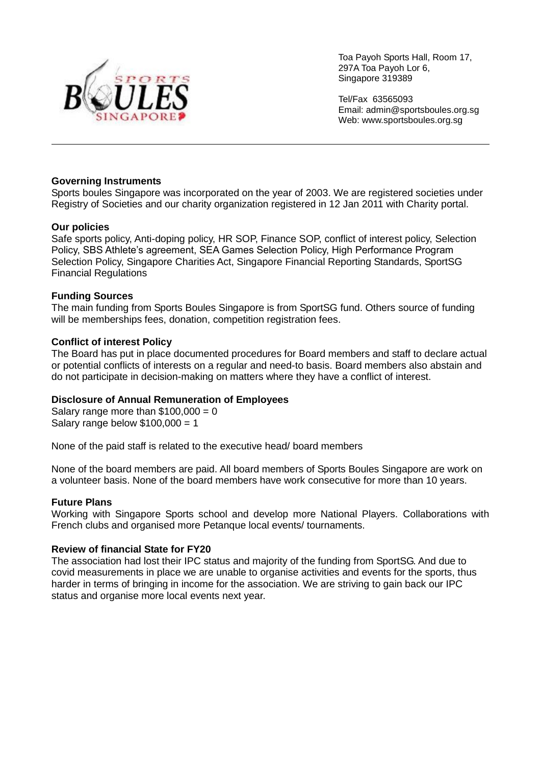Toa Payoh Sports Hall, Room 17,
297A Toa Payoh Lor 6,
Singapore 319389

Tel/Fax 63565093
Email: admin@sportsboules.org.sg
Web: www.sportsboules.org.sg

---

**Governing Instruments**

Sports boules Singapore was incorporated on the year of 2003. We are registered societies under Registry of Societies and our charity organization registered in 12 Jan 2011 with Charity portal.

**Our policies**

Safe sports policy, Anti-doping policy, HR SOP, Finance SOP, conflict of interest policy, Selection Policy, SBS Athlete's agreement, SEA Games Selection Policy, High Performance Program Selection Policy, Singapore Charities Act, Singapore Financial Reporting Standards, SportSG Financial Regulations

**Funding Sources**

The main funding from Sports Boules Singapore is from SportSG fund. Others source of funding will be memberships fees, donation, competition registration fees.

**Conflict of interest Policy**

The Board has put in place documented procedures for Board members and staff to declare actual or potential conflicts of interests on a regular and need-to basis. Board members also abstain and do not participate in decision-making on matters where they have a conflict of interest.

**Disclosure of Annual Remuneration of Employees**

Salary range more than $100,000 = 0
Salary range below $100,000 = 1

None of the paid staff is related to the executive head/ board members

None of the board members are paid. All board members of Sports Boules Singapore are work on a volunteer basis. None of the board members have work consecutive for more than 10 years.

**Future Plans**

Working with Singapore Sports school and develop more National Players. Collaborations with French clubs and organised more Petanque local events/ tournaments.

**Review of financial State for FY20**

The association had lost their IPC status and majority of the funding from SportSG. And due to covid measurements in place we are unable to organise activities and events for the sports, thus harder in terms of bringing in income for the association. We are striving to gain back our IPC status and organise more local events next year.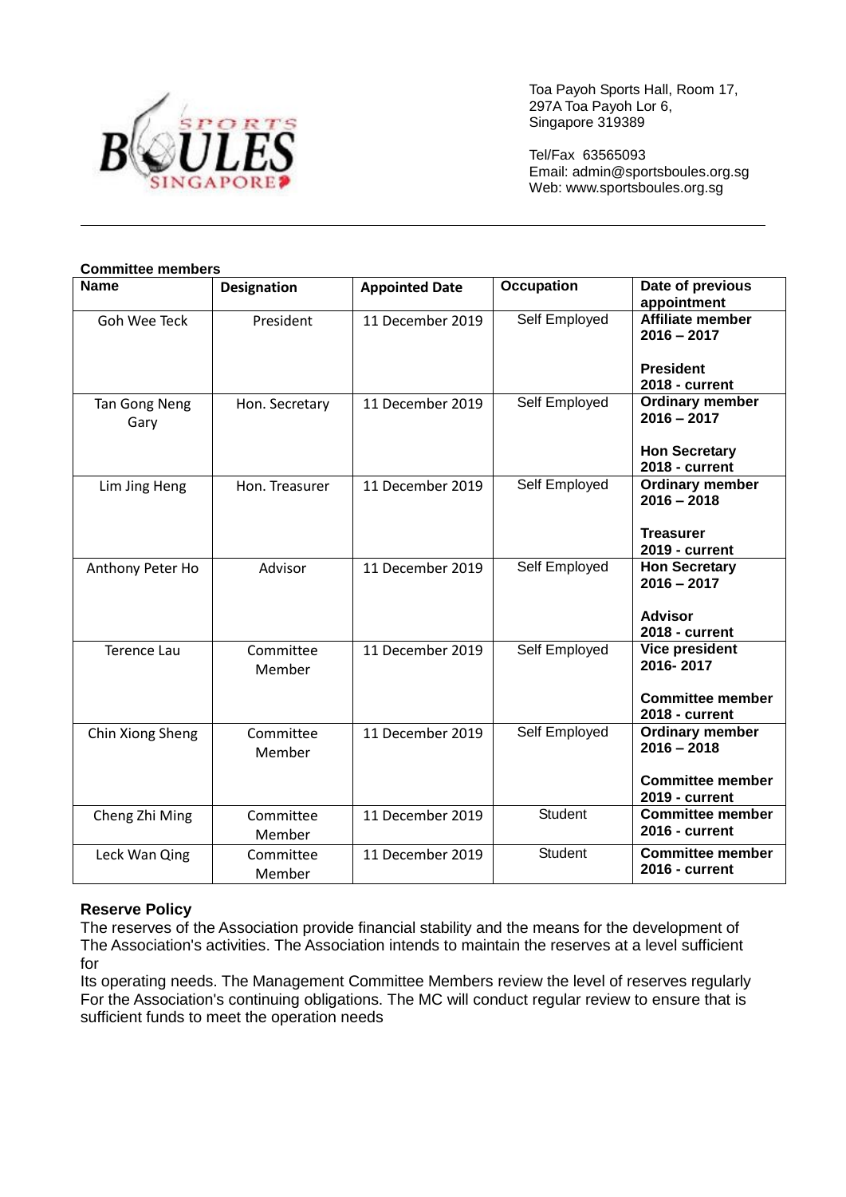Toa Payoh Sports Hall, Room 17,
297A Toa Payoh Lor 6,
Singapore 319389

Tel/Fax 63565093
Email: admin@sportsboules.org.sg
Web: www.sportsboules.org.sg

**Committee members**

| Name | Designation | Appointed Date | Occupation | Date of previous appointment |
|---|---|---|---|---|
| Goh Wee Teck | President | 11 December 2019 | Self Employed | **Affiliate member 2016 – 2017**<br><br>**President 2018 - current** |
| Tan Gong Neng Gary | Hon. Secretary | 11 December 2019 | Self Employed | **Ordinary member 2016 – 2017**<br><br>**Hon Secretary 2018 - current** |
| Lim Jing Heng | Hon. Treasurer | 11 December 2019 | Self Employed | **Ordinary member 2016 – 2018**<br><br>**Treasurer 2019 - current** |
| Anthony Peter Ho | Advisor | 11 December 2019 | Self Employed | **Hon Secretary 2016 – 2017**<br><br>**Advisor 2018 - current** |
| Terence Lau | Committee Member | 11 December 2019 | Self Employed | **Vice president 2016- 2017**<br><br>**Committee member 2018 - current** |
| Chin Xiong Sheng | Committee Member | 11 December 2019 | Self Employed | **Ordinary member 2016 – 2018**<br><br>**Committee member 2019 - current** |
| Cheng Zhi Ming | Committee Member | 11 December 2019 | Student | **Committee member 2016 - current** |
| Leck Wan Qing | Committee Member | 11 December 2019 | Student | **Committee member 2016 - current** |

**Reserve Policy**

The reserves of the Association provide financial stability and the means for the development of The Association's activities. The Association intends to maintain the reserves at a level sufficient for
Its operating needs. The Management Committee Members review the level of reserves regularly For the Association's continuing obligations. The MC will conduct regular review to ensure that is sufficient funds to meet the operation needs